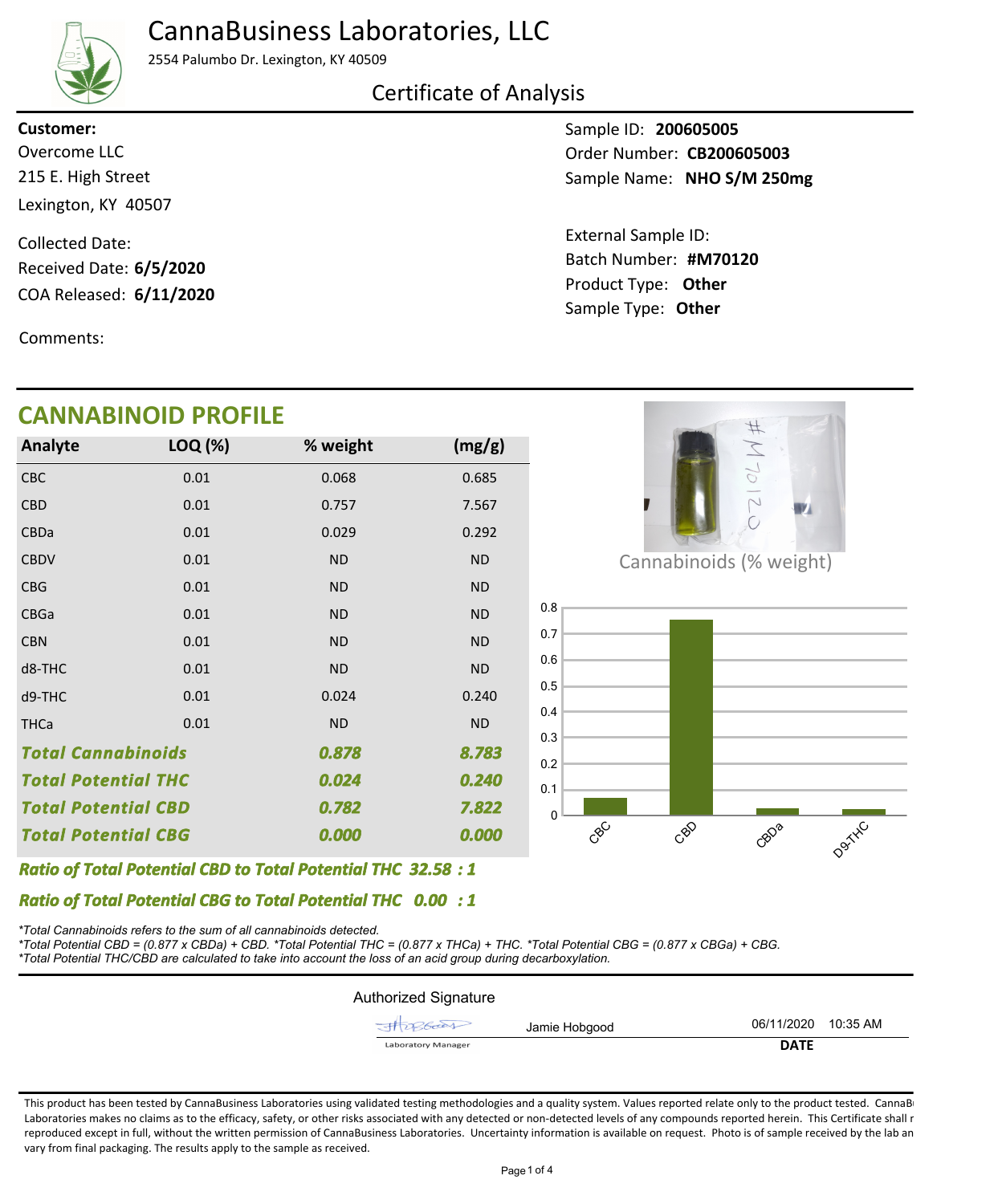# CannaBusiness Laboratories, LLC

2554 Palumbo Dr. Lexington, KY 40509

## Certificate of Analysis

**Customer:**
Overcome LLC
215 E. High Street
Lexington, KY 40507

Collected Date:
Received Date: **6/5/2020**
COA Released: **6/11/2020**

Comments:

Sample ID: **200605005**
Order Number: **CB200605003**
Sample Name: **NHO S/M 250mg**

External Sample ID:
Batch Number: **#M70120**
Product Type: **Other**
Sample Type: **Other**

## CANNABINOID PROFILE

| Analyte | LOQ (%) | % weight | (mg/g) |
|---|---|---|---|
| CBC | 0.01 | 0.068 | 0.685 |
| CBD | 0.01 | 0.757 | 7.567 |
| CBDa | 0.01 | 0.029 | 0.292 |
| CBDV | 0.01 | ND | ND |
| CBG | 0.01 | ND | ND |
| CBGa | 0.01 | ND | ND |
| CBN | 0.01 | ND | ND |
| d8-THC | 0.01 | ND | ND |
| d9-THC | 0.01 | 0.024 | 0.240 |
| THCa | 0.01 | ND | ND |
| ***Total Cannabinoids*** | | ***0.878*** | ***8.783*** |
| ***Total Potential THC*** | | ***0.024*** | ***0.240*** |
| ***Total Potential CBD*** | | ***0.782*** | ***7.822*** |
| ***Total Potential CBG*** | | ***0.000*** | ***0.000*** |

Cannabinoids (% weight)

***Ratio of Total Potential CBD to Total Potential THC 32.58 : 1***

***Ratio of Total Potential CBG to Total Potential THC 0.00 : 1***

*\*Total Cannabinoids refers to the sum of all cannabinoids detected.*
*\*Total Potential CBD = (0.877 x CBDa) + CBD. \*Total Potential THC = (0.877 x THCa) + THC. \*Total Potential CBG = (0.877 x CBGa) + CBG.*
*\*Total Potential THC/CBD are calculated to take into account the loss of an acid group during decarboxylation.*

Authorized Signature

Jamie Hobgood — Laboratory Manager

06/11/2020 10:35 AM
**DATE**

This product has been tested by CannaBusiness Laboratories using validated testing methodologies and a quality system. Values reported relate only to the product tested. CannaB Laboratories makes no claims as to the efficacy, safety, or other risks associated with any detected or non-detected levels of any compounds reported herein. This Certificate shall r reproduced except in full, without the written permission of CannaBusiness Laboratories. Uncertainty information is available on request. Photo is of sample received by the lab an vary from final packaging. The results apply to the sample as received.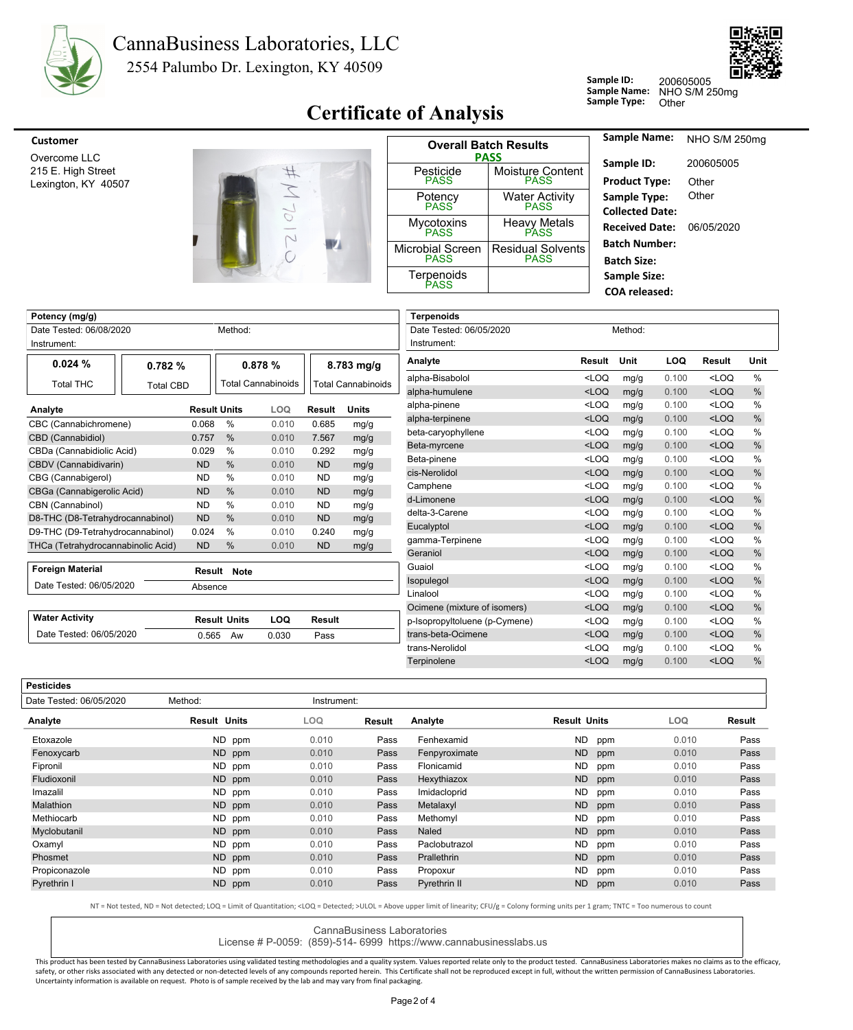# CannaBusiness Laboratories, LLC

2554 Palumbo Dr. Lexington, KY 40509

**Sample ID:** 200605005
**Sample Name:** NHO S/M 250mg
**Sample Type:** Other

## Certificate of Analysis

**Customer**

Overcome LLC
215 E. High Street
Lexington, KY 40507

| Overall Batch Results PASS | |
|---|---|
| Pesticide PASS | Moisture Content PASS |
| Potency PASS | Water Activity PASS |
| Mycotoxins PASS | Heavy Metals PASS |
| Microbial Screen PASS | Residual Solvents PASS |
| Terpenoids PASS | |

**Sample Name:** NHO S/M 250mg
**Sample ID:** 200605005
**Product Type:** Other
**Sample Type:** Other
**Collected Date:**
**Received Date:** 06/05/2020
**Batch Number:**
**Batch Size:**
**Sample Size:**
**COA released:**

### Potency (mg/g)

Date Tested: 06/08/2020 Method:
Instrument:

| 0.024 % | 0.782 % | 0.878 % | 8.783 mg/g |
|---|---|---|---|
| Total THC | Total CBD | Total Cannabinoids | Total Cannabinoids |

| Analyte | Result | Units | LOQ | Result | Units |
|---|---|---|---|---|---|
| CBC (Cannabichromene) | 0.068 | % | 0.010 | 0.685 | mg/g |
| CBD (Cannabidiol) | 0.757 | % | 0.010 | 7.567 | mg/g |
| CBDa (Cannabidiolic Acid) | 0.029 | % | 0.010 | 0.292 | mg/g |
| CBDV (Cannabidivarin) | ND | % | 0.010 | ND | mg/g |
| CBG (Cannabigerol) | ND | % | 0.010 | ND | mg/g |
| CBGa (Cannabigerolic Acid) | ND | % | 0.010 | ND | mg/g |
| CBN (Cannabinol) | ND | % | 0.010 | ND | mg/g |
| D8-THC (D8-Tetrahydrocannabinol) | ND | % | 0.010 | ND | mg/g |
| D9-THC (D9-Tetrahydrocannabinol) | 0.024 | % | 0.010 | 0.240 | mg/g |
| THCa (Tetrahydrocannabinolic Acid) | ND | % | 0.010 | ND | mg/g |

### Foreign Material

| Foreign Material | Result | Note |
|---|---|---|
| Date Tested: 06/05/2020 | Absence | |

### Water Activity

| Water Activity | Result | Units | LOQ | Result |
|---|---|---|---|---|
| Date Tested: 06/05/2020 | 0.565 | Aw | 0.030 | Pass |

### Terpenoids

Date Tested: 06/05/2020 Method:
Instrument:

| Analyte | Result | Unit | LOQ | Result | Unit |
|---|---|---|---|---|---|
| alpha-Bisabolol | <LOQ | mg/g | 0.100 | <LOQ | % |
| alpha-humulene | <LOQ | mg/g | 0.100 | <LOQ | % |
| alpha-pinene | <LOQ | mg/g | 0.100 | <LOQ | % |
| alpha-terpinene | <LOQ | mg/g | 0.100 | <LOQ | % |
| beta-caryophyllene | <LOQ | mg/g | 0.100 | <LOQ | % |
| Beta-myrcene | <LOQ | mg/g | 0.100 | <LOQ | % |
| Beta-pinene | <LOQ | mg/g | 0.100 | <LOQ | % |
| cis-Nerolidol | <LOQ | mg/g | 0.100 | <LOQ | % |
| Camphene | <LOQ | mg/g | 0.100 | <LOQ | % |
| d-Limonene | <LOQ | mg/g | 0.100 | <LOQ | % |
| delta-3-Carene | <LOQ | mg/g | 0.100 | <LOQ | % |
| Eucalyptol | <LOQ | mg/g | 0.100 | <LOQ | % |
| gamma-Terpinene | <LOQ | mg/g | 0.100 | <LOQ | % |
| Geraniol | <LOQ | mg/g | 0.100 | <LOQ | % |
| Guaiol | <LOQ | mg/g | 0.100 | <LOQ | % |
| Isopulegol | <LOQ | mg/g | 0.100 | <LOQ | % |
| Linalool | <LOQ | mg/g | 0.100 | <LOQ | % |
| Ocimene (mixture of isomers) | <LOQ | mg/g | 0.100 | <LOQ | % |
| p-Isopropyltoluene (p-Cymene) | <LOQ | mg/g | 0.100 | <LOQ | % |
| trans-beta-Ocimene | <LOQ | mg/g | 0.100 | <LOQ | % |
| trans-Nerolidol | <LOQ | mg/g | 0.100 | <LOQ | % |
| Terpinolene | <LOQ | mg/g | 0.100 | <LOQ | % |

### Pesticides

Date Tested: 06/05/2020 Method: Instrument:

| Analyte | Result | Units | LOQ | Result | Analyte | Result | Units | LOQ | Result |
|---|---|---|---|---|---|---|---|---|---|
| Etoxazole | ND | ppm | 0.010 | Pass | Fenhexamid | ND | ppm | 0.010 | Pass |
| Fenoxycarb | ND | ppm | 0.010 | Pass | Fenpyroximate | ND | ppm | 0.010 | Pass |
| Fipronil | ND | ppm | 0.010 | Pass | Flonicamid | ND | ppm | 0.010 | Pass |
| Fludioxonil | ND | ppm | 0.010 | Pass | Hexythiazox | ND | ppm | 0.010 | Pass |
| Imazalil | ND | ppm | 0.010 | Pass | Imidacloprid | ND | ppm | 0.010 | Pass |
| Malathion | ND | ppm | 0.010 | Pass | Metalaxyl | ND | ppm | 0.010 | Pass |
| Methiocarb | ND | ppm | 0.010 | Pass | Methomyl | ND | ppm | 0.010 | Pass |
| Myclobutanil | ND | ppm | 0.010 | Pass | Naled | ND | ppm | 0.010 | Pass |
| Oxamyl | ND | ppm | 0.010 | Pass | Paclobutrazol | ND | ppm | 0.010 | Pass |
| Phosmet | ND | ppm | 0.010 | Pass | Prallethrin | ND | ppm | 0.010 | Pass |
| Propiconazole | ND | ppm | 0.010 | Pass | Propoxur | ND | ppm | 0.010 | Pass |
| Pyrethrin I | ND | ppm | 0.010 | Pass | Pyrethrin II | ND | ppm | 0.010 | Pass |

NT = Not tested, ND = Not detected; LOQ = Limit of Quantitation; <LOQ = Detected; >ULOL = Above upper limit of linearity; CFU/g = Colony forming units per 1 gram; TNTC = Too numerous to count

CannaBusiness Laboratories
License # P-0059: (859)-514- 6999 https://www.cannabusinesslabs.us

This product has been tested by CannaBusiness Laboratories using validated testing methodologies and a quality system. Values reported relate only to the product tested. CannaBusiness Laboratories makes no claims as to the efficacy, safety, or other risks associated with any detected or non-detected levels of any compounds reported herein. This Certificate shall not be reproduced except in full, without the written permission of CannaBusiness Laboratories. Uncertainty information is available on request. Photo is of sample received by the lab and may vary from final packaging.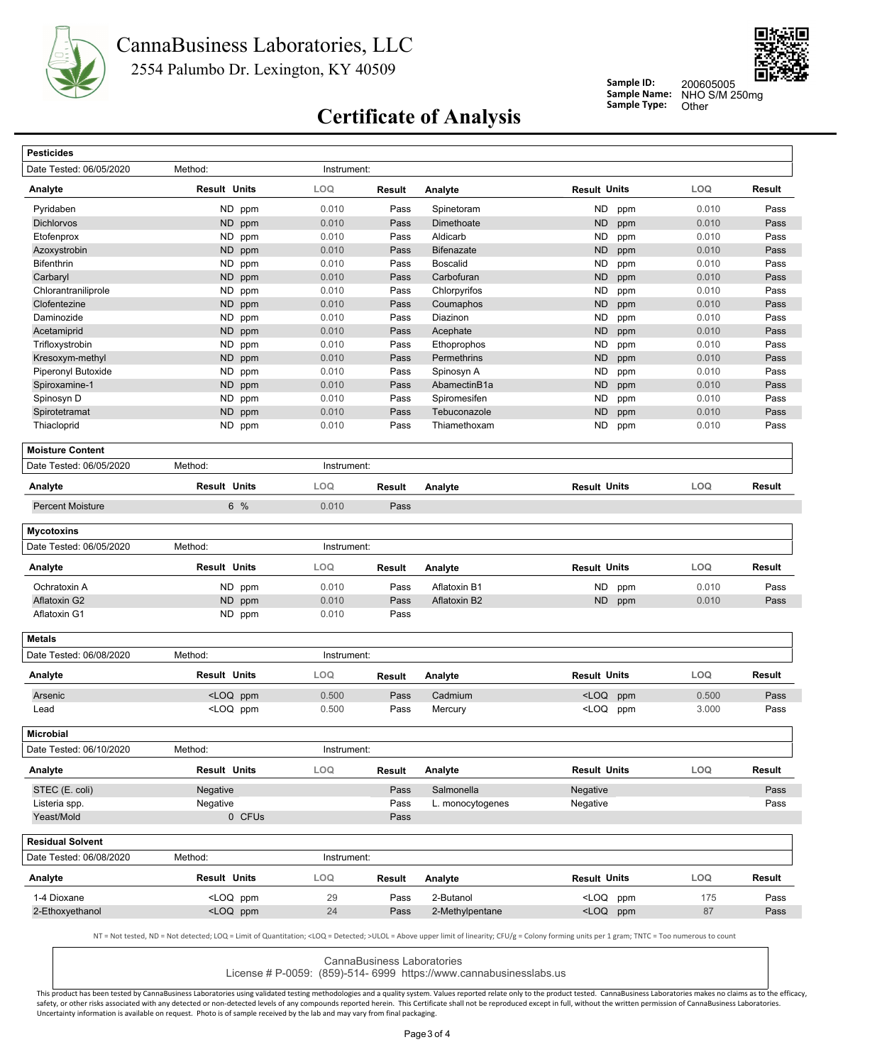# CannaBusiness Laboratories, LLC

2554 Palumbo Dr. Lexington, KY 40509

**Sample ID:** 200605005
**Sample Name:** NHO S/M 250mg
**Sample Type:** Other

## Certificate of Analysis

### Pesticides

Date Tested: 06/05/2020 Method: Instrument:

| Analyte | Result | Units | LOQ | Result | Analyte | Result | Units | LOQ | Result |
|---|---|---|---|---|---|---|---|---|---|
| Pyridaben | ND | ppm | 0.010 | Pass | Spinetoram | ND | ppm | 0.010 | Pass |
| Dichlorvos | ND | ppm | 0.010 | Pass | Dimethoate | ND | ppm | 0.010 | Pass |
| Etofenprox | ND | ppm | 0.010 | Pass | Aldicarb | ND | ppm | 0.010 | Pass |
| Azoxystrobin | ND | ppm | 0.010 | Pass | Bifenazate | ND | ppm | 0.010 | Pass |
| Bifenthrin | ND | ppm | 0.010 | Pass | Boscalid | ND | ppm | 0.010 | Pass |
| Carbaryl | ND | ppm | 0.010 | Pass | Carbofuran | ND | ppm | 0.010 | Pass |
| Chlorantraniliprole | ND | ppm | 0.010 | Pass | Chlorpyrifos | ND | ppm | 0.010 | Pass |
| Clofentezine | ND | ppm | 0.010 | Pass | Coumaphos | ND | ppm | 0.010 | Pass |
| Daminozide | ND | ppm | 0.010 | Pass | Diazinon | ND | ppm | 0.010 | Pass |
| Acetamiprid | ND | ppm | 0.010 | Pass | Acephate | ND | ppm | 0.010 | Pass |
| Trifloxystrobin | ND | ppm | 0.010 | Pass | Ethoprophos | ND | ppm | 0.010 | Pass |
| Kresoxym-methyl | ND | ppm | 0.010 | Pass | Permethrins | ND | ppm | 0.010 | Pass |
| Piperonyl Butoxide | ND | ppm | 0.010 | Pass | Spinosyn A | ND | ppm | 0.010 | Pass |
| Spiroxamine-1 | ND | ppm | 0.010 | Pass | AbamectinB1a | ND | ppm | 0.010 | Pass |
| Spinosyn D | ND | ppm | 0.010 | Pass | Spiromesifen | ND | ppm | 0.010 | Pass |
| Spirotetramat | ND | ppm | 0.010 | Pass | Tebuconazole | ND | ppm | 0.010 | Pass |
| Thiacloprid | ND | ppm | 0.010 | Pass | Thiamethoxam | ND | ppm | 0.010 | Pass |

### Moisture Content

Date Tested: 06/05/2020 Method: Instrument:

| Analyte | Result | Units | LOQ | Result | Analyte | Result | Units | LOQ | Result |
|---|---|---|---|---|---|---|---|---|---|
| Percent Moisture | 6 | % | 0.010 | Pass | | | | | |

### Mycotoxins

Date Tested: 06/05/2020 Method: Instrument:

| Analyte | Result | Units | LOQ | Result | Analyte | Result | Units | LOQ | Result |
|---|---|---|---|---|---|---|---|---|---|
| Ochratoxin A | ND | ppm | 0.010 | Pass | Aflatoxin B1 | ND | ppm | 0.010 | Pass |
| Aflatoxin G2 | ND | ppm | 0.010 | Pass | Aflatoxin B2 | ND | ppm | 0.010 | Pass |
| Aflatoxin G1 | ND | ppm | 0.010 | Pass | | | | | |

### Metals

Date Tested: 06/08/2020 Method: Instrument:

| Analyte | Result | Units | LOQ | Result | Analyte | Result | Units | LOQ | Result |
|---|---|---|---|---|---|---|---|---|---|
| Arsenic | <LOQ | ppm | 0.500 | Pass | Cadmium | <LOQ | ppm | 0.500 | Pass |
| Lead | <LOQ | ppm | 0.500 | Pass | Mercury | <LOQ | ppm | 3.000 | Pass |

### Microbial

Date Tested: 06/10/2020 Method: Instrument:

| Analyte | Result | Units | LOQ | Result | Analyte | Result | Units | LOQ | Result |
|---|---|---|---|---|---|---|---|---|---|
| STEC (E. coli) | Negative | | | Pass | Salmonella | Negative | | | Pass |
| Listeria spp. | Negative | | | Pass | L. monocytogenes | Negative | | | Pass |
| Yeast/Mold | 0 | CFUs | | Pass | | | | | |

### Residual Solvent

Date Tested: 06/08/2020 Method: Instrument:

| Analyte | Result | Units | LOQ | Result | Analyte | Result | Units | LOQ | Result |
|---|---|---|---|---|---|---|---|---|---|
| 1-4 Dioxane | <LOQ | ppm | 29 | Pass | 2-Butanol | <LOQ | ppm | 175 | Pass |
| 2-Ethoxyethanol | <LOQ | ppm | 24 | Pass | 2-Methylpentane | <LOQ | ppm | 87 | Pass |

NT = Not tested, ND = Not detected; LOQ = Limit of Quantitation; <LOQ = Detected; >ULOL = Above upper limit of linearity; CFU/g = Colony forming units per 1 gram; TNTC = Too numerous to count

CannaBusiness Laboratories
License # P-0059: (859)-514- 6999 https://www.cannabusinesslabs.us

This product has been tested by CannaBusiness Laboratories using validated testing methodologies and a quality system. Values reported relate only to the product tested. CannaBusiness Laboratories makes no claims as to the efficacy, safety, or other risks associated with any detected or non-detected levels of any compounds reported herein. This Certificate shall not be reproduced except in full, without the written permission of CannaBusiness Laboratories. Uncertainty information is available on request. Photo is of sample received by the lab and may vary from final packaging.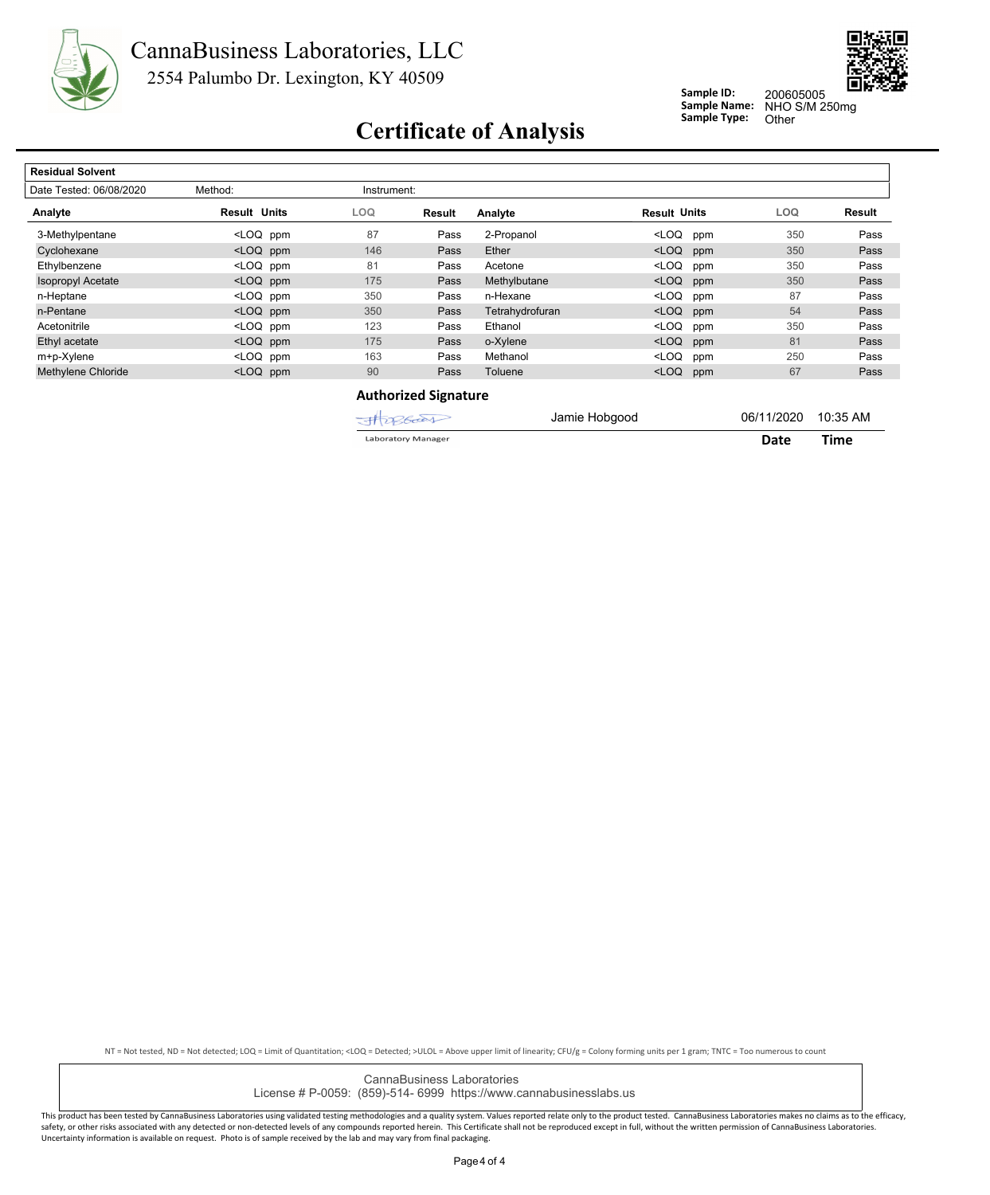# CannaBusiness Laboratories, LLC

2554 Palumbo Dr. Lexington, KY 40509

**Sample ID:** 200605005
**Sample Name:** NHO S/M 250mg
**Sample Type:** Other

# Certificate of Analysis

## Residual Solvent

Date Tested: 06/08/2020 Method: Instrument:

| Analyte | Result | Units | LOQ | Result | Analyte | Result | Units | LOQ | Result |
|---|---|---|---|---|---|---|---|---|---|
| 3-Methylpentane | <LOQ | ppm | 87 | Pass | 2-Propanol | <LOQ | ppm | 350 | Pass |
| Cyclohexane | <LOQ | ppm | 146 | Pass | Ether | <LOQ | ppm | 350 | Pass |
| Ethylbenzene | <LOQ | ppm | 81 | Pass | Acetone | <LOQ | ppm | 350 | Pass |
| Isopropyl Acetate | <LOQ | ppm | 175 | Pass | Methylbutane | <LOQ | ppm | 350 | Pass |
| n-Heptane | <LOQ | ppm | 350 | Pass | n-Hexane | <LOQ | ppm | 87 | Pass |
| n-Pentane | <LOQ | ppm | 350 | Pass | Tetrahydrofuran | <LOQ | ppm | 54 | Pass |
| Acetonitrile | <LOQ | ppm | 123 | Pass | Ethanol | <LOQ | ppm | 350 | Pass |
| Ethyl acetate | <LOQ | ppm | 175 | Pass | o-Xylene | <LOQ | ppm | 81 | Pass |
| m+p-Xylene | <LOQ | ppm | 163 | Pass | Methanol | <LOQ | ppm | 250 | Pass |
| Methylene Chloride | <LOQ | ppm | 90 | Pass | Toluene | <LOQ | ppm | 67 | Pass |

**Authorized Signature**

Jamie Hobgood — Laboratory Manager

**Date:** 06/11/2020 **Time:** 10:35 AM

NT = Not tested, ND = Not detected; LOQ = Limit of Quantitation; <LOQ = Detected; >ULOL = Above upper limit of linearity; CFU/g = Colony forming units per 1 gram; TNTC = Too numerous to count

CannaBusiness Laboratories
License # P-0059: (859)-514- 6999 https://www.cannabusinesslabs.us

This product has been tested by CannaBusiness Laboratories using validated testing methodologies and a quality system. Values reported relate only to the product tested. CannaBusiness Laboratories makes no claims as to the efficacy, safety, or other risks associated with any detected or non-detected levels of any compounds reported herein. This Certificate shall not be reproduced except in full, without the written permission of CannaBusiness Laboratories. Uncertainty information is available on request. Photo is of sample received by the lab and may vary from final packaging.